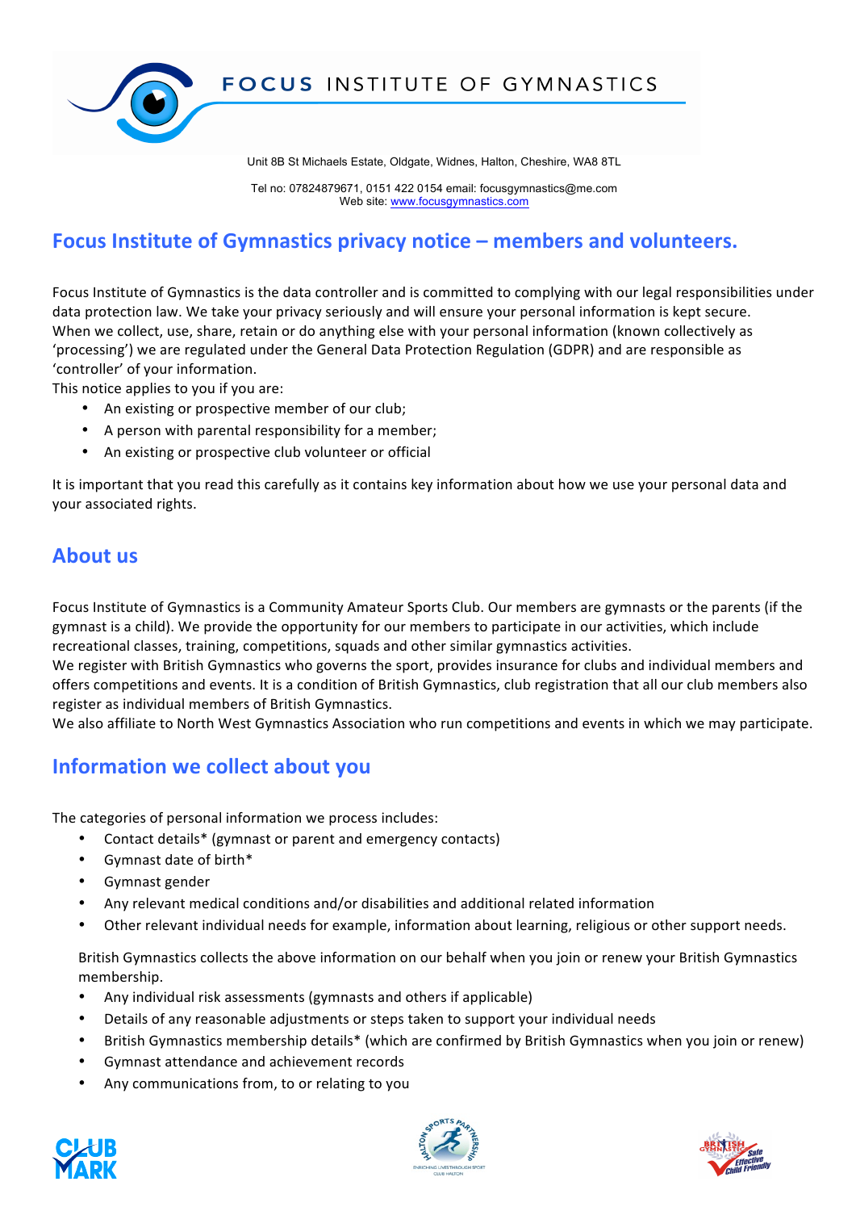FOCUS INSTITUTE OF GYMNASTICS

Unit 8B St Michaels Estate, Oldgate, Widnes, Halton, Cheshire, WA8 8TL

Tel no: 07824879671, 0151 422 0154 email: focusgymnastics@me.com
Web site: www.focusgymnastics.com

# Focus Institute of Gymnastics privacy notice – members and volunteers.

Focus Institute of Gymnastics is the data controller and is committed to complying with our legal responsibilities under data protection law. We take your privacy seriously and will ensure your personal information is kept secure.
When we collect, use, share, retain or do anything else with your personal information (known collectively as 'processing') we are regulated under the General Data Protection Regulation (GDPR) and are responsible as 'controller' of your information.
This notice applies to you if you are:

- An existing or prospective member of our club;
- A person with parental responsibility for a member;
- An existing or prospective club volunteer or official

It is important that you read this carefully as it contains key information about how we use your personal data and your associated rights.

## About us

Focus Institute of Gymnastics is a Community Amateur Sports Club. Our members are gymnasts or the parents (if the gymnast is a child). We provide the opportunity for our members to participate in our activities, which include recreational classes, training, competitions, squads and other similar gymnastics activities.
We register with British Gymnastics who governs the sport, provides insurance for clubs and individual members and offers competitions and events. It is a condition of British Gymnastics, club registration that all our club members also register as individual members of British Gymnastics.
We also affiliate to North West Gymnastics Association who run competitions and events in which we may participate.

## Information we collect about you

The categories of personal information we process includes:

- Contact details* (gymnast or parent and emergency contacts)
- Gymnast date of birth*
- Gymnast gender
- Any relevant medical conditions and/or disabilities and additional related information
- Other relevant individual needs for example, information about learning, religious or other support needs.

British Gymnastics collects the above information on our behalf when you join or renew your British Gymnastics membership.

- Any individual risk assessments (gymnasts and others if applicable)
- Details of any reasonable adjustments or steps taken to support your individual needs
- British Gymnastics membership details* (which are confirmed by British Gymnastics when you join or renew)
- Gymnast attendance and achievement records
- Any communications from, to or relating to you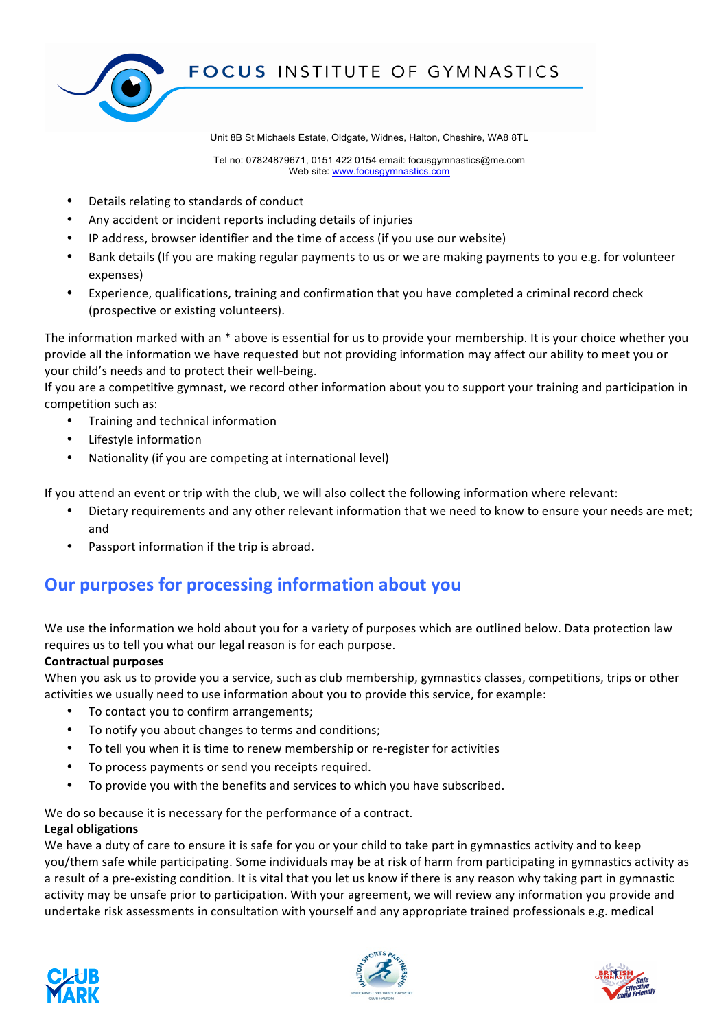- Details relating to standards of conduct
- Any accident or incident reports including details of injuries
- IP address, browser identifier and the time of access (if you use our website)
- Bank details (If you are making regular payments to us or we are making payments to you e.g. for volunteer expenses)
- Experience, qualifications, training and confirmation that you have completed a criminal record check (prospective or existing volunteers).

The information marked with an * above is essential for us to provide your membership. It is your choice whether you provide all the information we have requested but not providing information may affect our ability to meet you or your child's needs and to protect their well-being.
If you are a competitive gymnast, we record other information about you to support your training and participation in competition such as:

- Training and technical information
- Lifestyle information
- Nationality (if you are competing at international level)

If you attend an event or trip with the club, we will also collect the following information where relevant:

- Dietary requirements and any other relevant information that we need to know to ensure your needs are met; and
- Passport information if the trip is abroad.

## Our purposes for processing information about you

We use the information we hold about you for a variety of purposes which are outlined below. Data protection law requires us to tell you what our legal reason is for each purpose.

**Contractual purposes**

When you ask us to provide you a service, such as club membership, gymnastics classes, competitions, trips or other activities we usually need to use information about you to provide this service, for example:

- To contact you to confirm arrangements;
- To notify you about changes to terms and conditions;
- To tell you when it is time to renew membership or re-register for activities
- To process payments or send you receipts required.
- To provide you with the benefits and services to which you have subscribed.

We do so because it is necessary for the performance of a contract.

**Legal obligations**

We have a duty of care to ensure it is safe for you or your child to take part in gymnastics activity and to keep you/them safe while participating. Some individuals may be at risk of harm from participating in gymnastics activity as a result of a pre-existing condition. It is vital that you let us know if there is any reason why taking part in gymnastic activity may be unsafe prior to participation. With your agreement, we will review any information you provide and undertake risk assessments in consultation with yourself and any appropriate trained professionals e.g. medical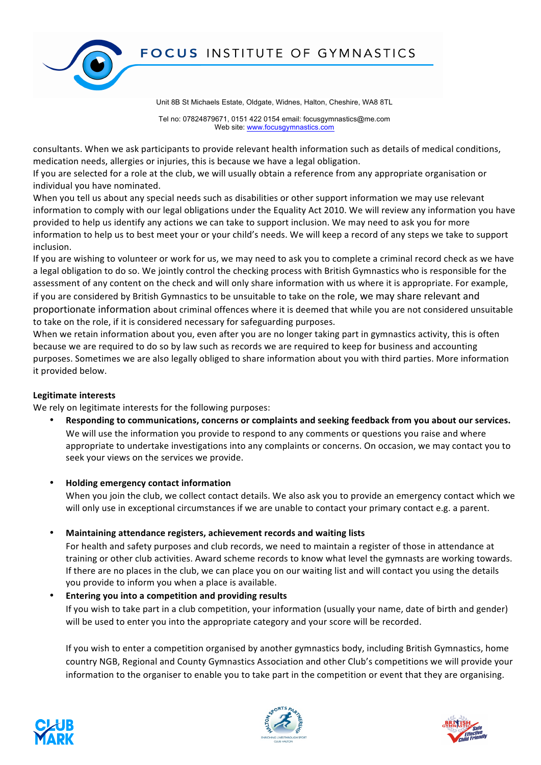consultants. When we ask participants to provide relevant health information such as details of medical conditions, medication needs, allergies or injuries, this is because we have a legal obligation.

If you are selected for a role at the club, we will usually obtain a reference from any appropriate organisation or individual you have nominated.

When you tell us about any special needs such as disabilities or other support information we may use relevant information to comply with our legal obligations under the Equality Act 2010. We will review any information you have provided to help us identify any actions we can take to support inclusion. We may need to ask you for more information to help us to best meet your or your child's needs. We will keep a record of any steps we take to support inclusion.

If you are wishing to volunteer or work for us, we may need to ask you to complete a criminal record check as we have a legal obligation to do so. We jointly control the checking process with British Gymnastics who is responsible for the assessment of any content on the check and will only share information with us where it is appropriate. For example, if you are considered by British Gymnastics to be unsuitable to take on the role, we may share relevant and proportionate information about criminal offences where it is deemed that while you are not considered unsuitable to take on the role, if it is considered necessary for safeguarding purposes.

When we retain information about you, even after you are no longer taking part in gymnastics activity, this is often because we are required to do so by law such as records we are required to keep for business and accounting purposes. Sometimes we are also legally obliged to share information about you with third parties. More information it provided below.

**Legitimate interests**

We rely on legitimate interests for the following purposes:

- **Responding to communications, concerns or complaints and seeking feedback from you about our services.** We will use the information you provide to respond to any comments or questions you raise and where appropriate to undertake investigations into any complaints or concerns. On occasion, we may contact you to seek your views on the services we provide.

- **Holding emergency contact information**
  When you join the club, we collect contact details. We also ask you to provide an emergency contact which we will only use in exceptional circumstances if we are unable to contact your primary contact e.g. a parent.

- **Maintaining attendance registers, achievement records and waiting lists**
  For health and safety purposes and club records, we need to maintain a register of those in attendance at training or other club activities. Award scheme records to know what level the gymnasts are working towards. If there are no places in the club, we can place you on our waiting list and will contact you using the details you provide to inform you when a place is available.
- **Entering you into a competition and providing results**
  If you wish to take part in a club competition, your information (usually your name, date of birth and gender) will be used to enter you into the appropriate category and your score will be recorded.

  If you wish to enter a competition organised by another gymnastics body, including British Gymnastics, home country NGB, Regional and County Gymnastics Association and other Club's competitions we will provide your information to the organiser to enable you to take part in the competition or event that they are organising.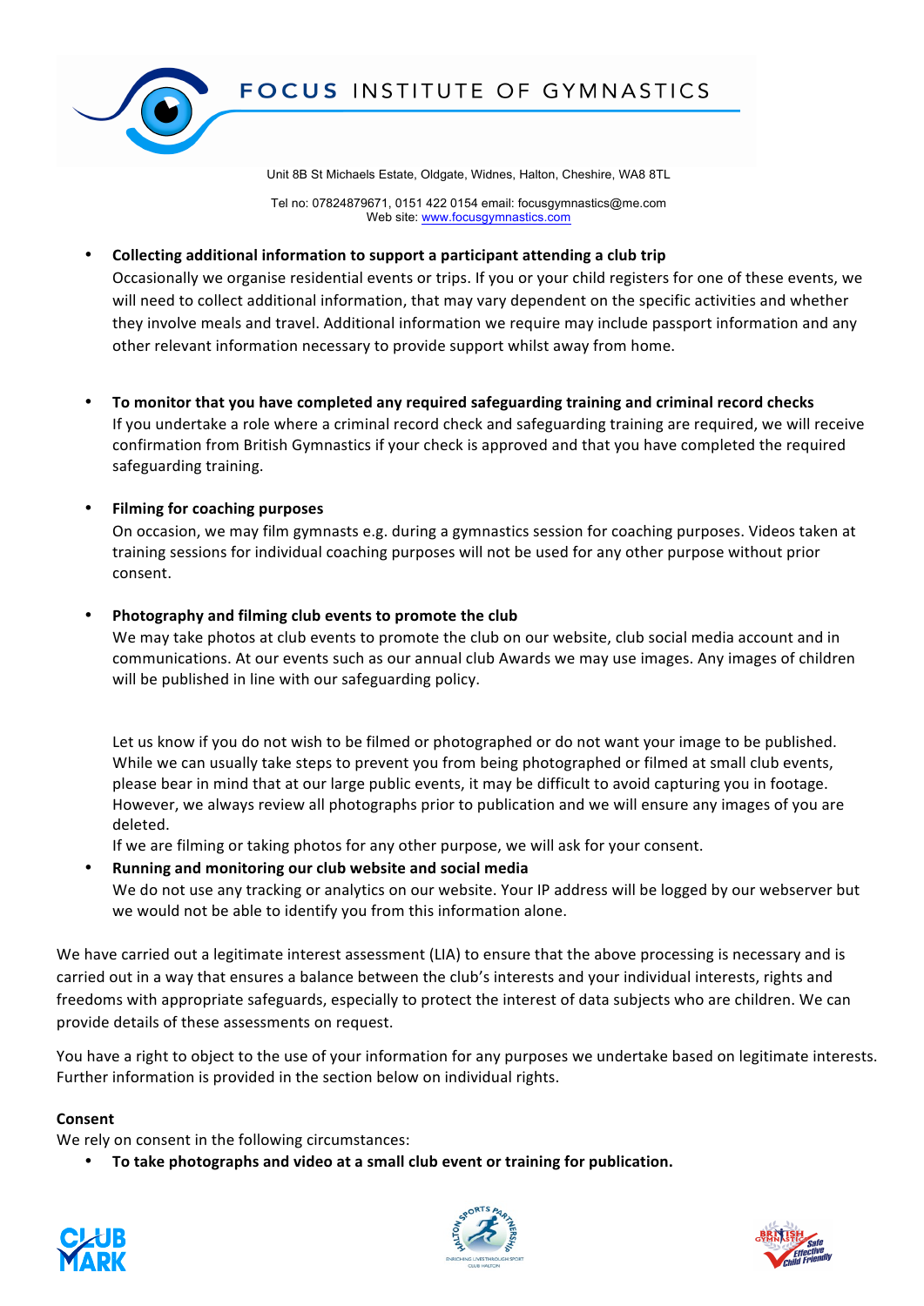- **Collecting additional information to support a participant attending a club trip**
  Occasionally we organise residential events or trips. If you or your child registers for one of these events, we will need to collect additional information, that may vary dependent on the specific activities and whether they involve meals and travel. Additional information we require may include passport information and any other relevant information necessary to provide support whilst away from home.

- **To monitor that you have completed any required safeguarding training and criminal record checks**
  If you undertake a role where a criminal record check and safeguarding training are required, we will receive confirmation from British Gymnastics if your check is approved and that you have completed the required safeguarding training.

- **Filming for coaching purposes**
  On occasion, we may film gymnasts e.g. during a gymnastics session for coaching purposes. Videos taken at training sessions for individual coaching purposes will not be used for any other purpose without prior consent.

- **Photography and filming club events to promote the club**
  We may take photos at club events to promote the club on our website, club social media account and in communications. At our events such as our annual club Awards we may use images. Any images of children will be published in line with our safeguarding policy.

  Let us know if you do not wish to be filmed or photographed or do not want your image to be published. While we can usually take steps to prevent you from being photographed or filmed at small club events, please bear in mind that at our large public events, it may be difficult to avoid capturing you in footage. However, we always review all photographs prior to publication and we will ensure any images of you are deleted.
  If we are filming or taking photos for any other purpose, we will ask for your consent.

- **Running and monitoring our club website and social media**
  We do not use any tracking or analytics on our website. Your IP address will be logged by our webserver but we would not be able to identify you from this information alone.

We have carried out a legitimate interest assessment (LIA) to ensure that the above processing is necessary and is carried out in a way that ensures a balance between the club's interests and your individual interests, rights and freedoms with appropriate safeguards, especially to protect the interest of data subjects who are children. We can provide details of these assessments on request.

You have a right to object to the use of your information for any purposes we undertake based on legitimate interests. Further information is provided in the section below on individual rights.

**Consent**
We rely on consent in the following circumstances:

- **To take photographs and video at a small club event or training for publication.**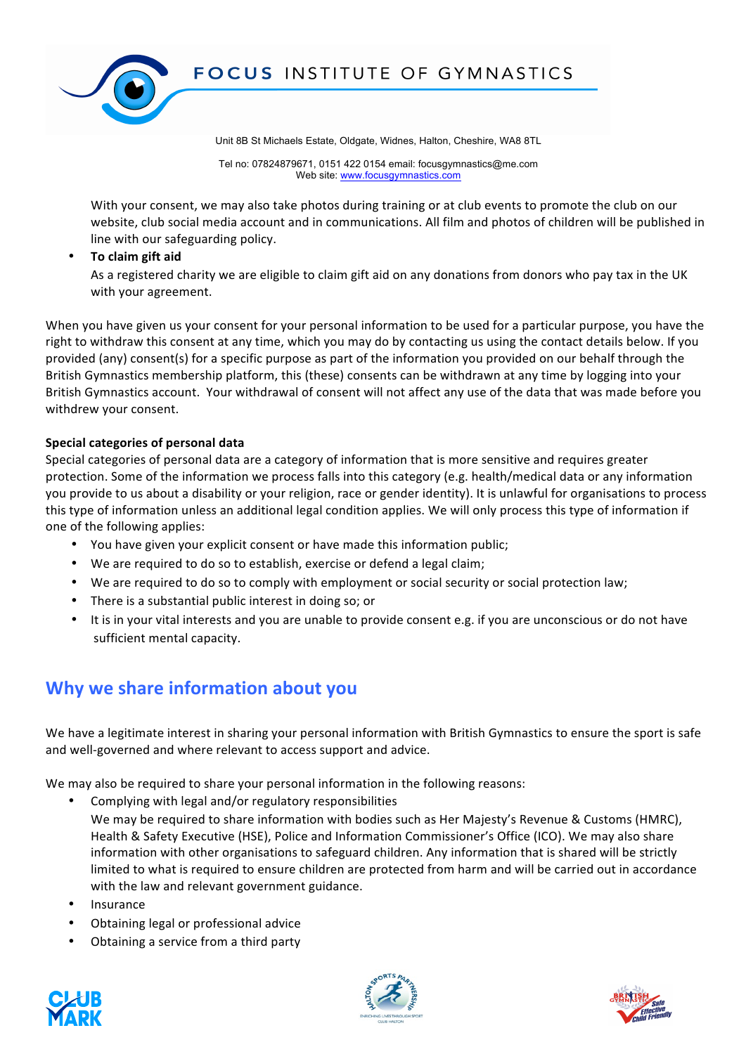With your consent, we may also take photos during training or at club events to promote the club on our website, club social media account and in communications. All film and photos of children will be published in line with our safeguarding policy.

- **To claim gift aid**
  As a registered charity we are eligible to claim gift aid on any donations from donors who pay tax in the UK with your agreement.

When you have given us your consent for your personal information to be used for a particular purpose, you have the right to withdraw this consent at any time, which you may do by contacting us using the contact details below. If you provided (any) consent(s) for a specific purpose as part of the information you provided on our behalf through the British Gymnastics membership platform, this (these) consents can be withdrawn at any time by logging into your British Gymnastics account. Your withdrawal of consent will not affect any use of the data that was made before you withdrew your consent.

**Special categories of personal data**
Special categories of personal data are a category of information that is more sensitive and requires greater protection. Some of the information we process falls into this category (e.g. health/medical data or any information you provide to us about a disability or your religion, race or gender identity). It is unlawful for organisations to process this type of information unless an additional legal condition applies. We will only process this type of information if one of the following applies:

- You have given your explicit consent or have made this information public;
- We are required to do so to establish, exercise or defend a legal claim;
- We are required to do so to comply with employment or social security or social protection law;
- There is a substantial public interest in doing so; or
- It is in your vital interests and you are unable to provide consent e.g. if you are unconscious or do not have sufficient mental capacity.

## Why we share information about you

We have a legitimate interest in sharing your personal information with British Gymnastics to ensure the sport is safe and well-governed and where relevant to access support and advice.

We may also be required to share your personal information in the following reasons:

- Complying with legal and/or regulatory responsibilities
  We may be required to share information with bodies such as Her Majesty's Revenue & Customs (HMRC), Health & Safety Executive (HSE), Police and Information Commissioner's Office (ICO). We may also share information with other organisations to safeguard children. Any information that is shared will be strictly limited to what is required to ensure children are protected from harm and will be carried out in accordance with the law and relevant government guidance.
- Insurance
- Obtaining legal or professional advice
- Obtaining a service from a third party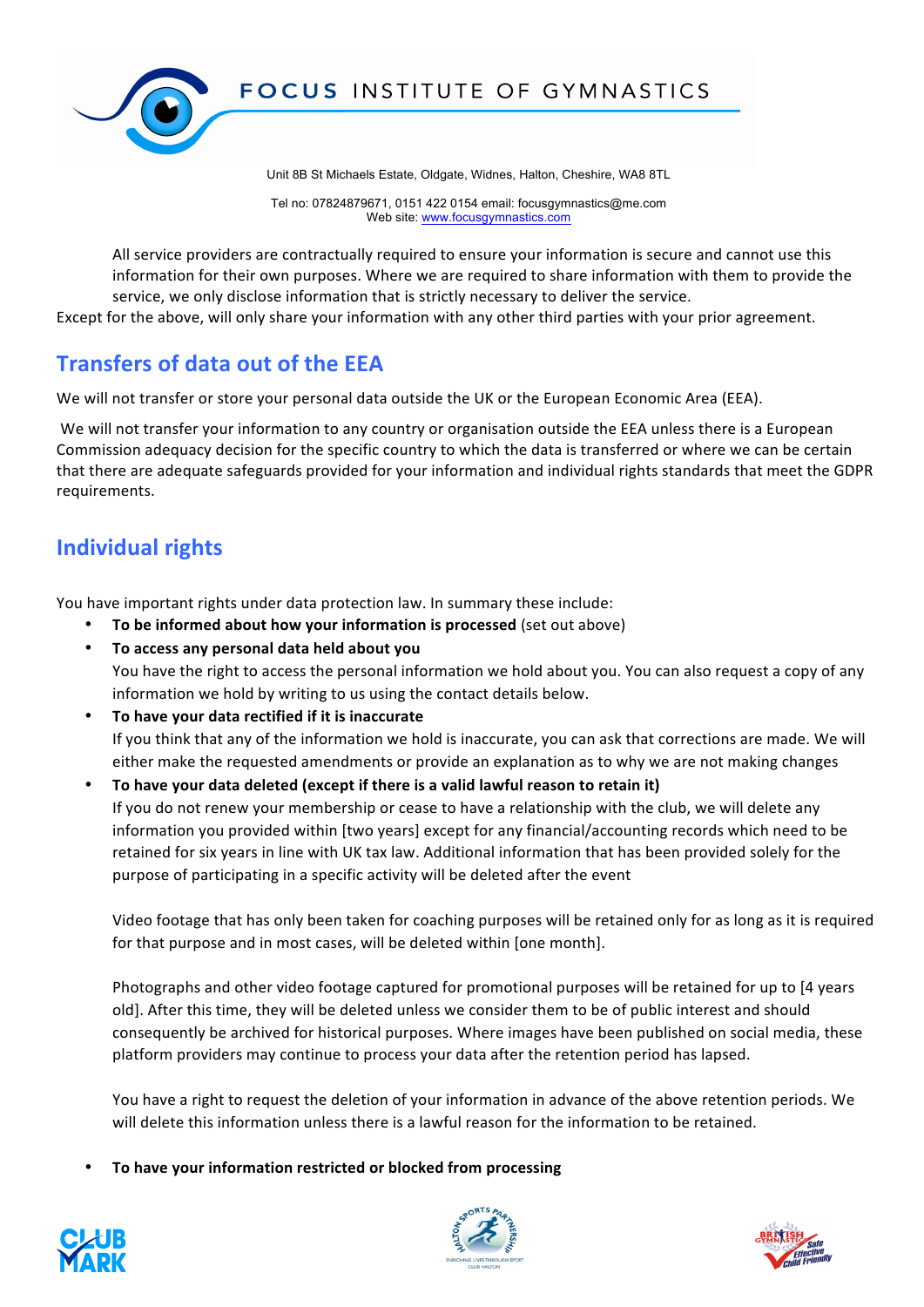All service providers are contractually required to ensure your information is secure and cannot use this information for their own purposes. Where we are required to share information with them to provide the service, we only disclose information that is strictly necessary to deliver the service.

Except for the above, will only share your information with any other third parties with your prior agreement.

## Transfers of data out of the EEA

We will not transfer or store your personal data outside the UK or the European Economic Area (EEA).

We will not transfer your information to any country or organisation outside the EEA unless there is a European Commission adequacy decision for the specific country to which the data is transferred or where we can be certain that there are adequate safeguards provided for your information and individual rights standards that meet the GDPR requirements.

## Individual rights

You have important rights under data protection law. In summary these include:

- **To be informed about how your information is processed** (set out above)
- **To access any personal data held about you**
  You have the right to access the personal information we hold about you. You can also request a copy of any information we hold by writing to us using the contact details below.
- **To have your data rectified if it is inaccurate**
  If you think that any of the information we hold is inaccurate, you can ask that corrections are made. We will either make the requested amendments or provide an explanation as to why we are not making changes
- **To have your data deleted (except if there is a valid lawful reason to retain it)**
  If you do not renew your membership or cease to have a relationship with the club, we will delete any information you provided within [two years] except for any financial/accounting records which need to be retained for six years in line with UK tax law. Additional information that has been provided solely for the purpose of participating in a specific activity will be deleted after the event

  Video footage that has only been taken for coaching purposes will be retained only for as long as it is required for that purpose and in most cases, will be deleted within [one month].

  Photographs and other video footage captured for promotional purposes will be retained for up to [4 years old]. After this time, they will be deleted unless we consider them to be of public interest and should consequently be archived for historical purposes. Where images have been published on social media, these platform providers may continue to process your data after the retention period has lapsed.

  You have a right to request the deletion of your information in advance of the above retention periods. We will delete this information unless there is a lawful reason for the information to be retained.

- **To have your information restricted or blocked from processing**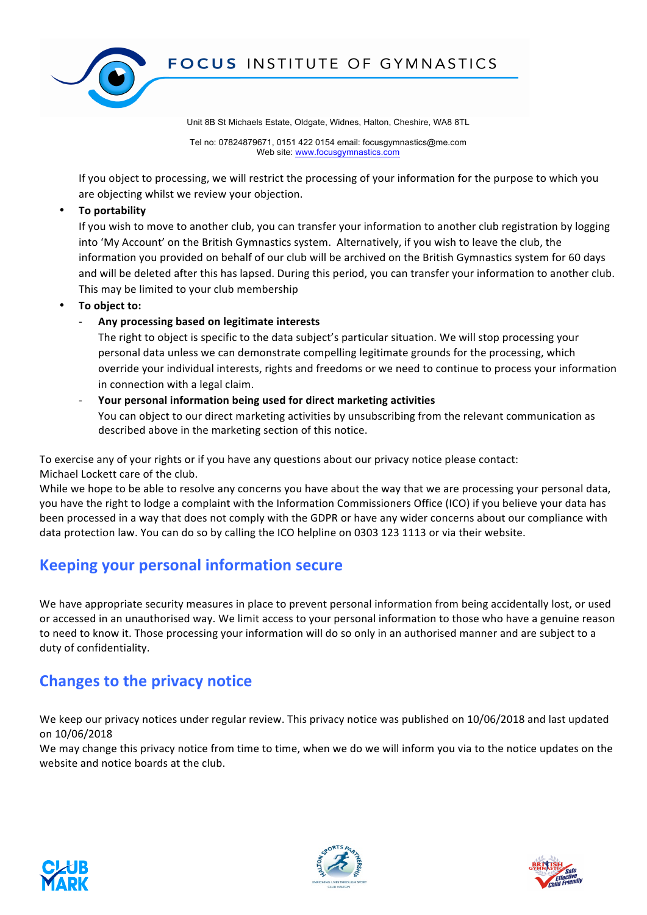If you object to processing, we will restrict the processing of your information for the purpose to which you are objecting whilst we review your objection.

- **To portability**
  If you wish to move to another club, you can transfer your information to another club registration by logging into 'My Account' on the British Gymnastics system. Alternatively, if you wish to leave the club, the information you provided on behalf of our club will be archived on the British Gymnastics system for 60 days and will be deleted after this has lapsed. During this period, you can transfer your information to another club. This may be limited to your club membership
- **To object to:**
  - **Any processing based on legitimate interests**
    The right to object is specific to the data subject's particular situation. We will stop processing your personal data unless we can demonstrate compelling legitimate grounds for the processing, which override your individual interests, rights and freedoms or we need to continue to process your information in connection with a legal claim.
  - **Your personal information being used for direct marketing activities**
    You can object to our direct marketing activities by unsubscribing from the relevant communication as described above in the marketing section of this notice.

To exercise any of your rights or if you have any questions about our privacy notice please contact:
Michael Lockett care of the club.
While we hope to be able to resolve any concerns you have about the way that we are processing your personal data, you have the right to lodge a complaint with the Information Commissioners Office (ICO) if you believe your data has been processed in a way that does not comply with the GDPR or have any wider concerns about our compliance with data protection law. You can do so by calling the ICO helpline on 0303 123 1113 or via their website.

## Keeping your personal information secure

We have appropriate security measures in place to prevent personal information from being accidentally lost, or used or accessed in an unauthorised way. We limit access to your personal information to those who have a genuine reason to need to know it. Those processing your information will do so only in an authorised manner and are subject to a duty of confidentiality.

## Changes to the privacy notice

We keep our privacy notices under regular review. This privacy notice was published on 10/06/2018 and last updated on 10/06/2018
We may change this privacy notice from time to time, when we do we will inform you via to the notice updates on the website and notice boards at the club.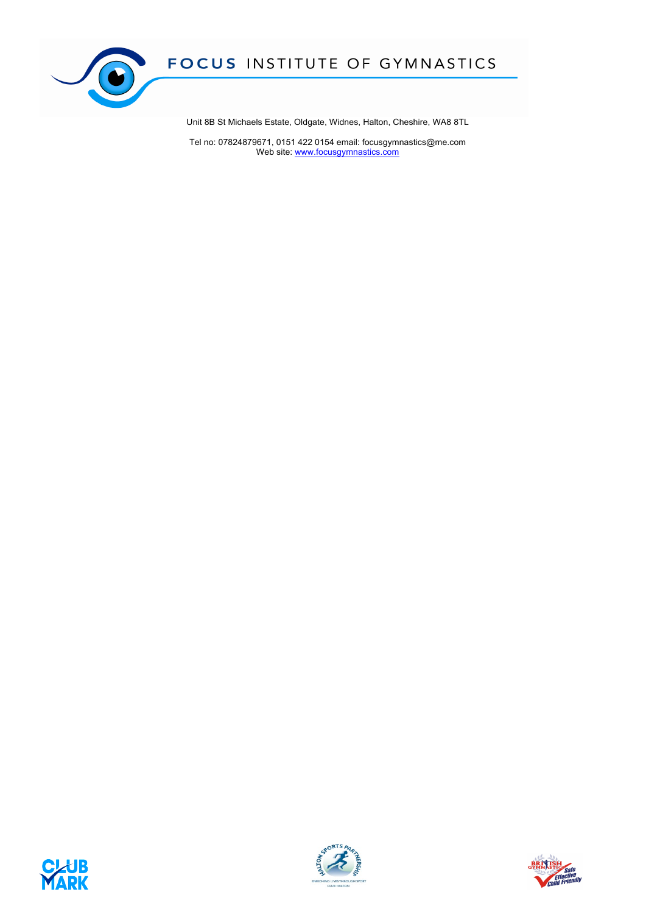FOCUS INSTITUTE OF GYMNASTICS

Unit 8B St Michaels Estate, Oldgate, Widnes, Halton, Cheshire, WA8 8TL

Tel no: 07824879671, 0151 422 0154 email: focusgymnastics@me.com
Web site: www.focusgymnastics.com